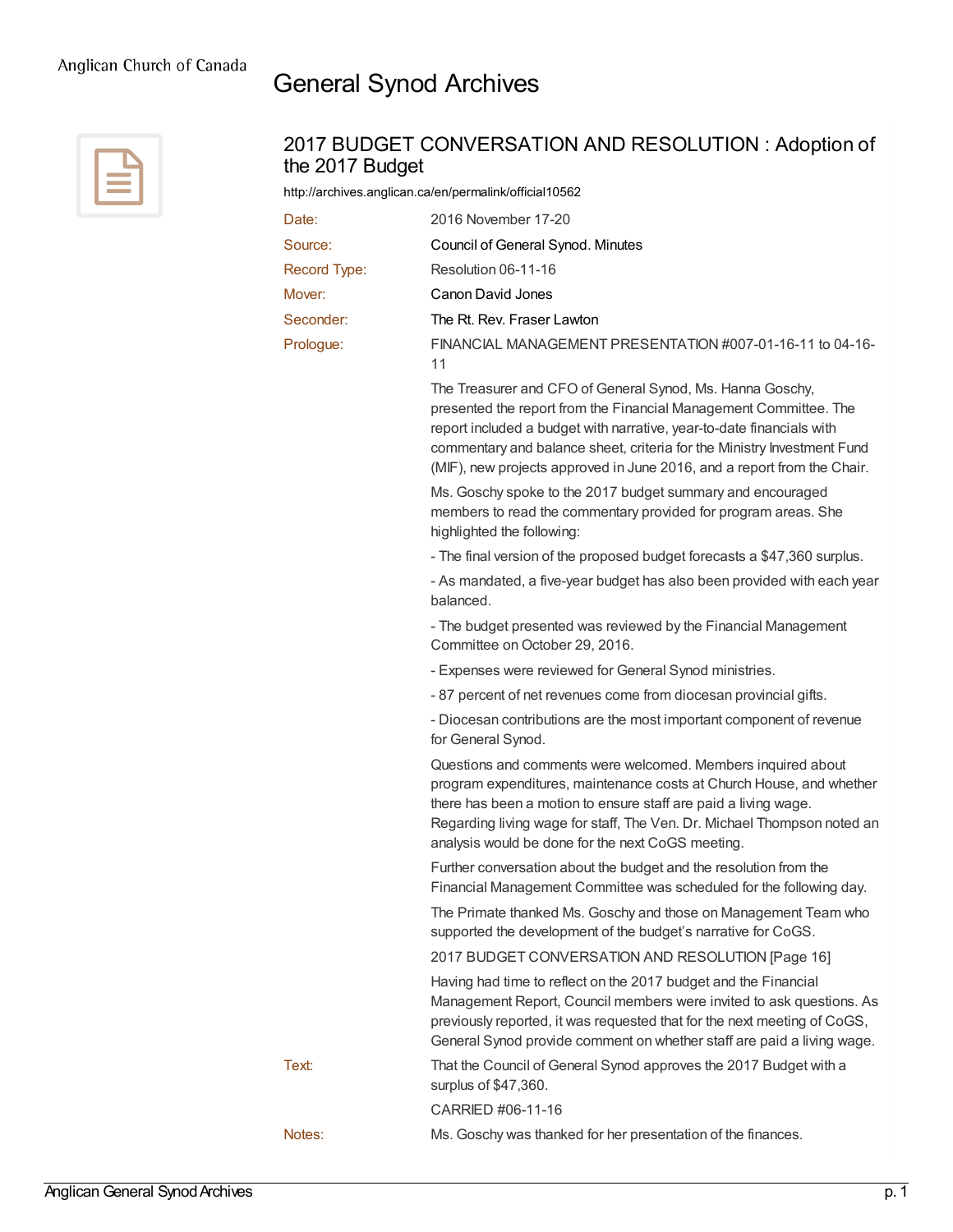Anglican Church of Canada

# General Synod Archives

## 2017 BUDGET CONVERSATION AND RESOLUTION : Adoption of the 2017 Budget

http://archives.anglican.ca/en/permalink/official10562

| | |
|---|---|
| Date: | 2016 November 17-20 |
| Source: | Council of General Synod. Minutes |
| Record Type: | Resolution 06-11-16 |
| Mover: | Canon David Jones |
| Seconder: | The Rt. Rev. Fraser Lawton |

Prologue:

FINANCIAL MANAGEMENT PRESENTATION #007-01-16-11 to 04-16-11

The Treasurer and CFO of General Synod, Ms. Hanna Goschy, presented the report from the Financial Management Committee. The report included a budget with narrative, year-to-date financials with commentary and balance sheet, criteria for the Ministry Investment Fund (MIF), new projects approved in June 2016, and a report from the Chair.

Ms. Goschy spoke to the 2017 budget summary and encouraged members to read the commentary provided for program areas. She highlighted the following:

- The final version of the proposed budget forecasts a $47,360 surplus.
- As mandated, a five-year budget has also been provided with each year balanced.
- The budget presented was reviewed by the Financial Management Committee on October 29, 2016.
- Expenses were reviewed for General Synod ministries.
- 87 percent of net revenues come from diocesan provincial gifts.
- Diocesan contributions are the most important component of revenue for General Synod.

Questions and comments were welcomed. Members inquired about program expenditures, maintenance costs at Church House, and whether there has been a motion to ensure staff are paid a living wage. Regarding living wage for staff, The Ven. Dr. Michael Thompson noted an analysis would be done for the next CoGS meeting.

Further conversation about the budget and the resolution from the Financial Management Committee was scheduled for the following day.

The Primate thanked Ms. Goschy and those on Management Team who supported the development of the budget's narrative for CoGS.

2017 BUDGET CONVERSATION AND RESOLUTION [Page 16]

Having had time to reflect on the 2017 budget and the Financial Management Report, Council members were invited to ask questions. As previously reported, it was requested that for the next meeting of CoGS, General Synod provide comment on whether staff are paid a living wage.

Text:

That the Council of General Synod approves the 2017 Budget with a surplus of $47,360.

CARRIED #06-11-16

Notes:

Ms. Goschy was thanked for her presentation of the finances.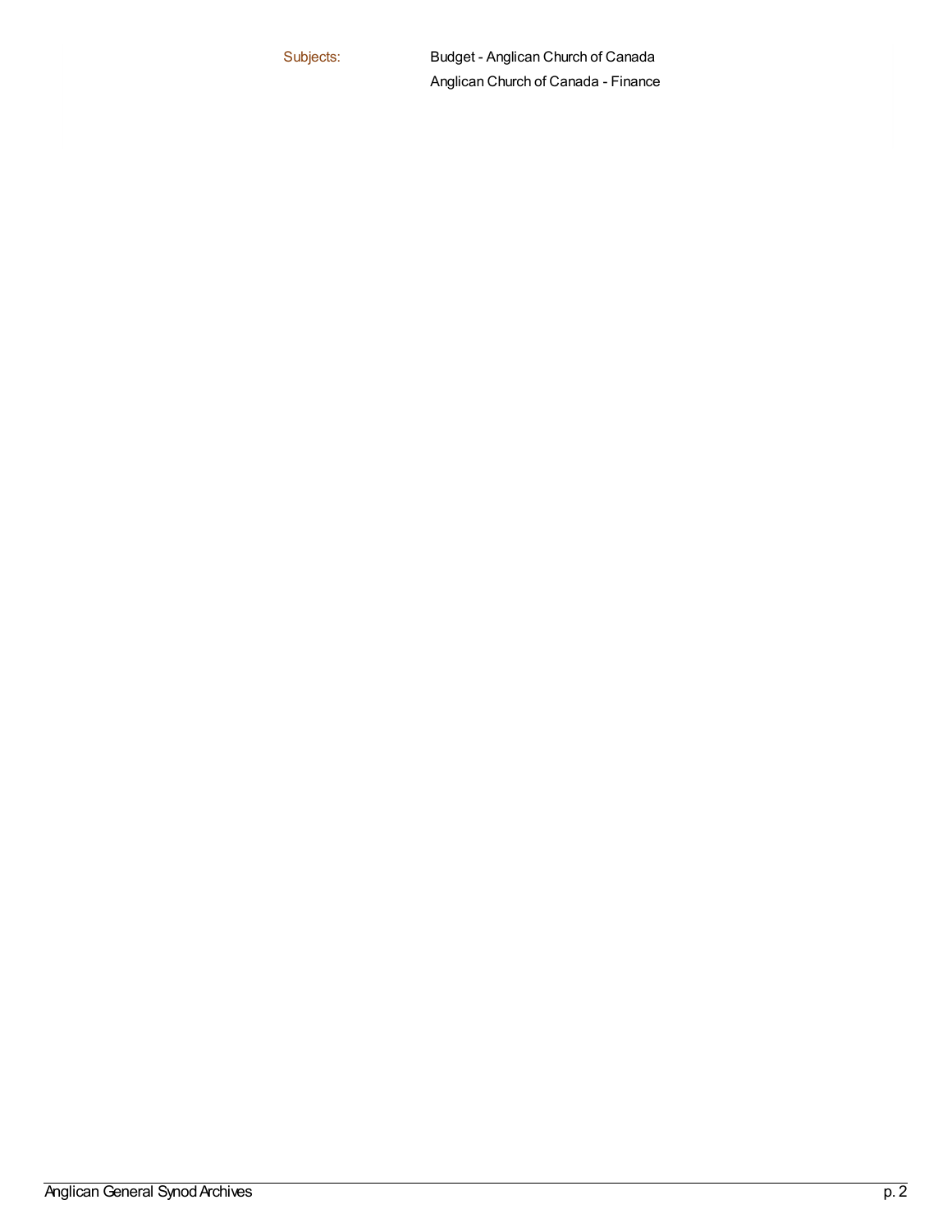Subjects: Budget - Anglican Church of Canada
Anglican Church of Canada - Finance